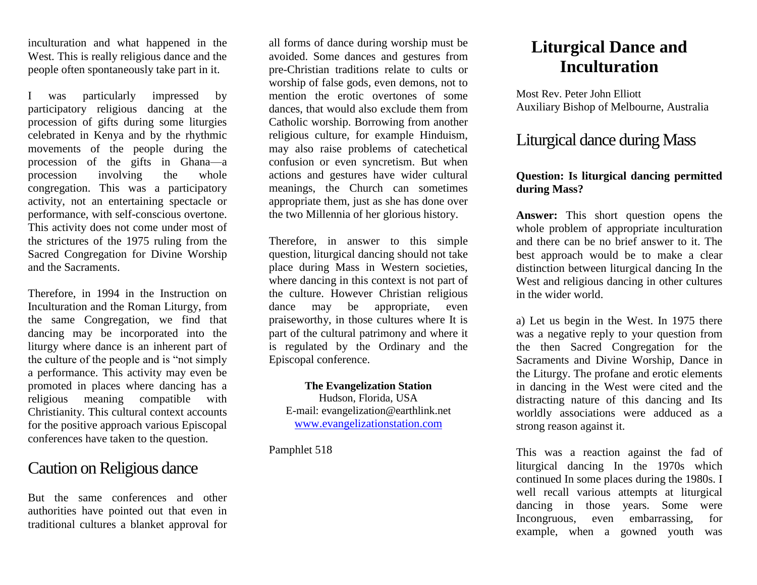inculturation and what happened in the West. This is really religious dance and the people often spontaneously take part in it.

I was particularly impressed by participatory religious dancing at the procession of gifts during some liturgies celebrated in Kenya and by the rhythmic movements of the people during the procession of the gifts in Ghana—a procession involving the whole congregation. This was a participatory activity, not an entertaining spectacle or performance, with self-conscious overtone. This activity does not come under most of the strictures of the 1975 ruling from the Sacred Congregation for Divine Worship and the Sacraments.

Therefore, in 1994 in the Instruction on Inculturation and the Roman Liturgy, from the same Congregation, we find that dancing may be incorporated into the liturgy where dance is an inherent part of the culture of the people and is "not simply a performance. This activity may even be promoted in places where dancing has a religious meaning compatible with Christianity. This cultural context accounts for the positive approach various Episcopal conferences have taken to the question.

## Caution on Religious dance

But the same conferences and other authorities have pointed out that even in traditional cultures a blanket approval for all forms of dance during worship must be avoided. Some dances and gestures from pre-Christian traditions relate to cults or worship of false gods, even demons, not to mention the erotic overtones of some dances, that would also exclude them from Catholic worship. Borrowing from another religious culture, for example Hinduism, may also raise problems of catechetical confusion or even syncretism. But when actions and gestures have wider cultural meanings, the Church can sometimes appropriate them, just as she has done over the two Millennia of her glorious history.

Therefore, in answer to this simple question, liturgical dancing should not take place during Mass in Western societies, where dancing in this context is not part of the culture. However Christian religious dance may be appropriate, even praiseworthy, in those cultures where It is part of the cultural patrimony and where it is regulated by the Ordinary and the Episcopal conference.

**The Evangelization Station**
Hudson, Florida, USA
E-mail: evangelization@earthlink.net
www.evangelizationstation.com

Pamphlet 518

# Liturgical Dance and Inculturation

Most Rev. Peter John Elliott
Auxiliary Bishop of Melbourne, Australia

## Liturgical dance during Mass

**Question: Is liturgical dancing permitted during Mass?**

**Answer:** This short question opens the whole problem of appropriate inculturation and there can be no brief answer to it. The best approach would be to make a clear distinction between liturgical dancing In the West and religious dancing in other cultures in the wider world.

a) Let us begin in the West. In 1975 there was a negative reply to your question from the then Sacred Congregation for the Sacraments and Divine Worship, Dance in the Liturgy. The profane and erotic elements in dancing in the West were cited and the distracting nature of this dancing and Its worldly associations were adduced as a strong reason against it.

This was a reaction against the fad of liturgical dancing In the 1970s which continued In some places during the 1980s. I well recall various attempts at liturgical dancing in those years. Some were Incongruous, even embarrassing, for example, when a gowned youth was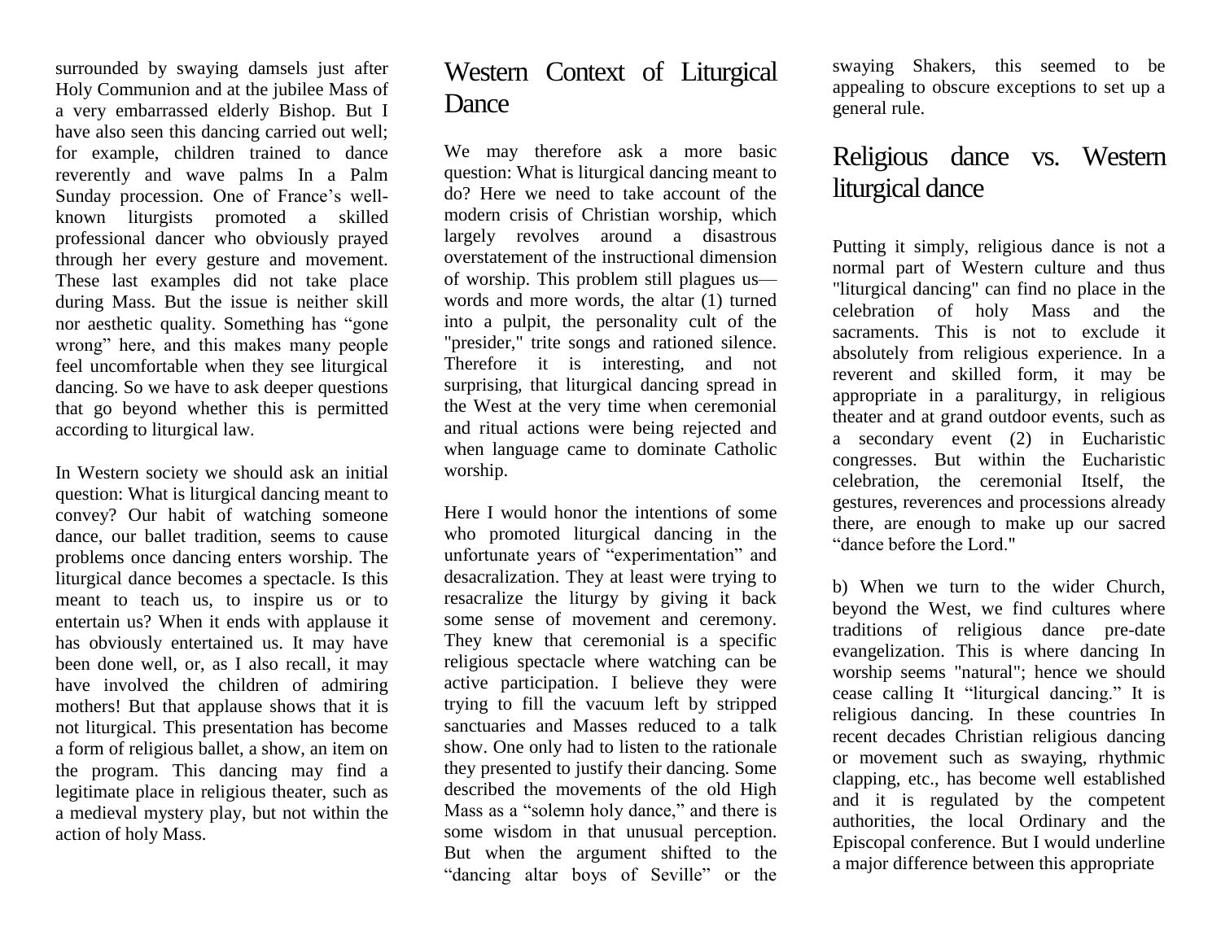surrounded by swaying damsels just after Holy Communion and at the jubilee Mass of a very embarrassed elderly Bishop. But I have also seen this dancing carried out well; for example, children trained to dance reverently and wave palms In a Palm Sunday procession. One of France's well-known liturgists promoted a skilled professional dancer who obviously prayed through her every gesture and movement. These last examples did not take place during Mass. But the issue is neither skill nor aesthetic quality. Something has "gone wrong" here, and this makes many people feel uncomfortable when they see liturgical dancing. So we have to ask deeper questions that go beyond whether this is permitted according to liturgical law.

In Western society we should ask an initial question: What is liturgical dancing meant to convey? Our habit of watching someone dance, our ballet tradition, seems to cause problems once dancing enters worship. The liturgical dance becomes a spectacle. Is this meant to teach us, to inspire us or to entertain us? When it ends with applause it has obviously entertained us. It may have been done well, or, as I also recall, it may have involved the children of admiring mothers! But that applause shows that it is not liturgical. This presentation has become a form of religious ballet, a show, an item on the program. This dancing may find a legitimate place in religious theater, such as a medieval mystery play, but not within the action of holy Mass.

## Western Context of Liturgical Dance

We may therefore ask a more basic question: What is liturgical dancing meant to do? Here we need to take account of the modern crisis of Christian worship, which largely revolves around a disastrous overstatement of the instructional dimension of worship. This problem still plagues us—words and more words, the altar (1) turned into a pulpit, the personality cult of the "presider," trite songs and rationed silence. Therefore it is interesting, and not surprising, that liturgical dancing spread in the West at the very time when ceremonial and ritual actions were being rejected and when language came to dominate Catholic worship.

Here I would honor the intentions of some who promoted liturgical dancing in the unfortunate years of "experimentation" and desacralization. They at least were trying to resacralize the liturgy by giving it back some sense of movement and ceremony. They knew that ceremonial is a specific religious spectacle where watching can be active participation. I believe they were trying to fill the vacuum left by stripped sanctuaries and Masses reduced to a talk show. One only had to listen to the rationale they presented to justify their dancing. Some described the movements of the old High Mass as a "solemn holy dance," and there is some wisdom in that unusual perception. But when the argument shifted to the "dancing altar boys of Seville" or the swaying Shakers, this seemed to be appealing to obscure exceptions to set up a general rule.

## Religious dance vs. Western liturgical dance

Putting it simply, religious dance is not a normal part of Western culture and thus "liturgical dancing" can find no place in the celebration of holy Mass and the sacraments. This is not to exclude it absolutely from religious experience. In a reverent and skilled form, it may be appropriate in a paraliturgy, in religious theater and at grand outdoor events, such as a secondary event (2) in Eucharistic congresses. But within the Eucharistic celebration, the ceremonial Itself, the gestures, reverences and processions already there, are enough to make up our sacred "dance before the Lord."

b) When we turn to the wider Church, beyond the West, we find cultures where traditions of religious dance pre-date evangelization. This is where dancing In worship seems "natural"; hence we should cease calling It "liturgical dancing." It is religious dancing. In these countries In recent decades Christian religious dancing or movement such as swaying, rhythmic clapping, etc., has become well established and it is regulated by the competent authorities, the local Ordinary and the Episcopal conference. But I would underline a major difference between this appropriate